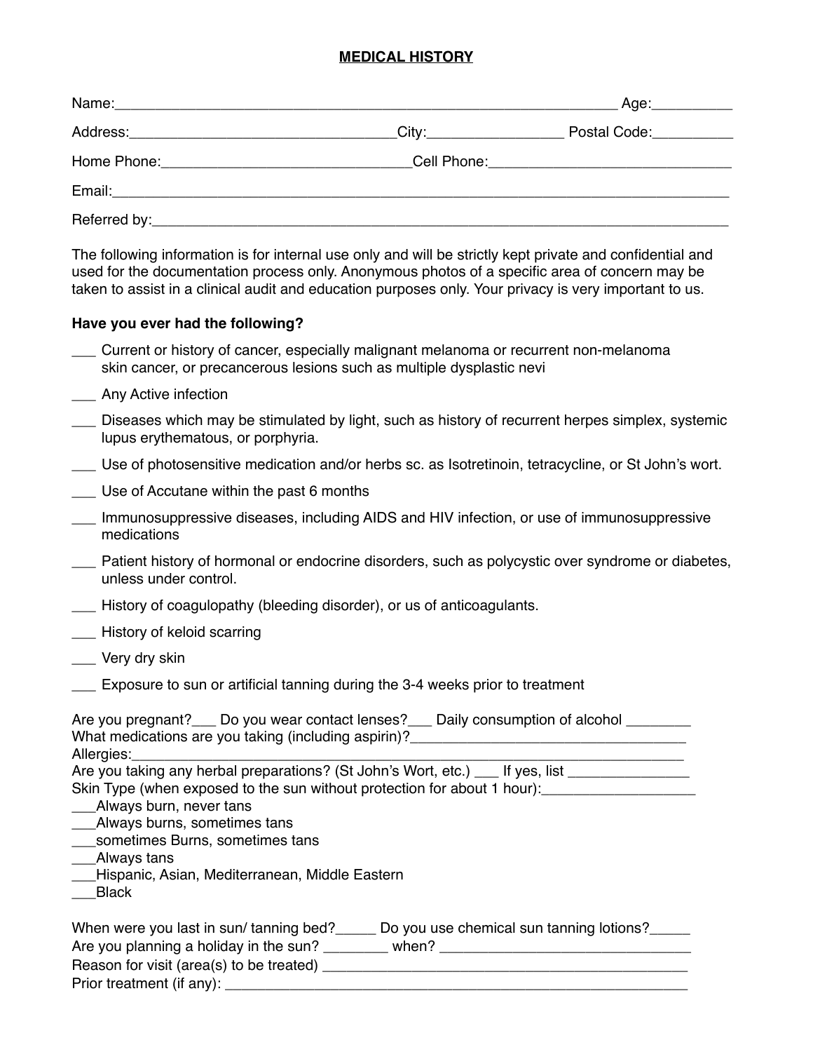# MEDICAL HISTORY

Name:_______________________________________________________________ Age:__________

Address:_________________________________City:_________________ Postal Code:__________

Home Phone:_______________________________Cell Phone:______________________________

Email:_____________________________________________________________________________

Referred by:________________________________________________________________________

The following information is for internal use only and will be strictly kept private and confidential and used for the documentation process only. Anonymous photos of a specific area of concern may be taken to assist in a clinical audit and education purposes only. Your privacy is very important to us.

**Have you ever had the following?**

___ Current or history of cancer, especially malignant melanoma or recurrent non-melanoma skin cancer, or precancerous lesions such as multiple dysplastic nevi

___ Any Active infection

___ Diseases which may be stimulated by light, such as history of recurrent herpes simplex, systemic lupus erythematous, or porphyria.

___ Use of photosensitive medication and/or herbs sc. as Isotretinoin, tetracycline, or St John's wort.

___ Use of Accutane within the past 6 months

___ Immunosuppressive diseases, including AIDS and HIV infection, or use of immunosuppressive medications

___ Patient history of hormonal or endocrine disorders, such as polycystic over syndrome or diabetes, unless under control.

___ History of coagulopathy (bleeding disorder), or us of anticoagulants.

___ History of keloid scarring

___ Very dry skin

___ Exposure to sun or artificial tanning during the 3-4 weeks prior to treatment

Are you pregnant?___ Do you wear contact lenses?___ Daily consumption of alcohol ________
What medications are you taking (including aspirin)?___________________________________
Allergies:__________________________________________________________________
Are you taking any herbal preparations? (St John's Wort, etc.) ___ If yes, list _______________
Skin Type (when exposed to the sun without protection for about 1 hour):___________________
___Always burn, never tans
___Always burns, sometimes tans
___sometimes Burns, sometimes tans
___Always tans
___Hispanic, Asian, Mediterranean, Middle Eastern
___Black

When were you last in sun/ tanning bed?_____ Do you use chemical sun tanning lotions?_____
Are you planning a holiday in the sun? ________ when? ________________________________
Reason for visit (area(s) to be treated) _______________________________________________
Prior treatment (if any): ___________________________________________________________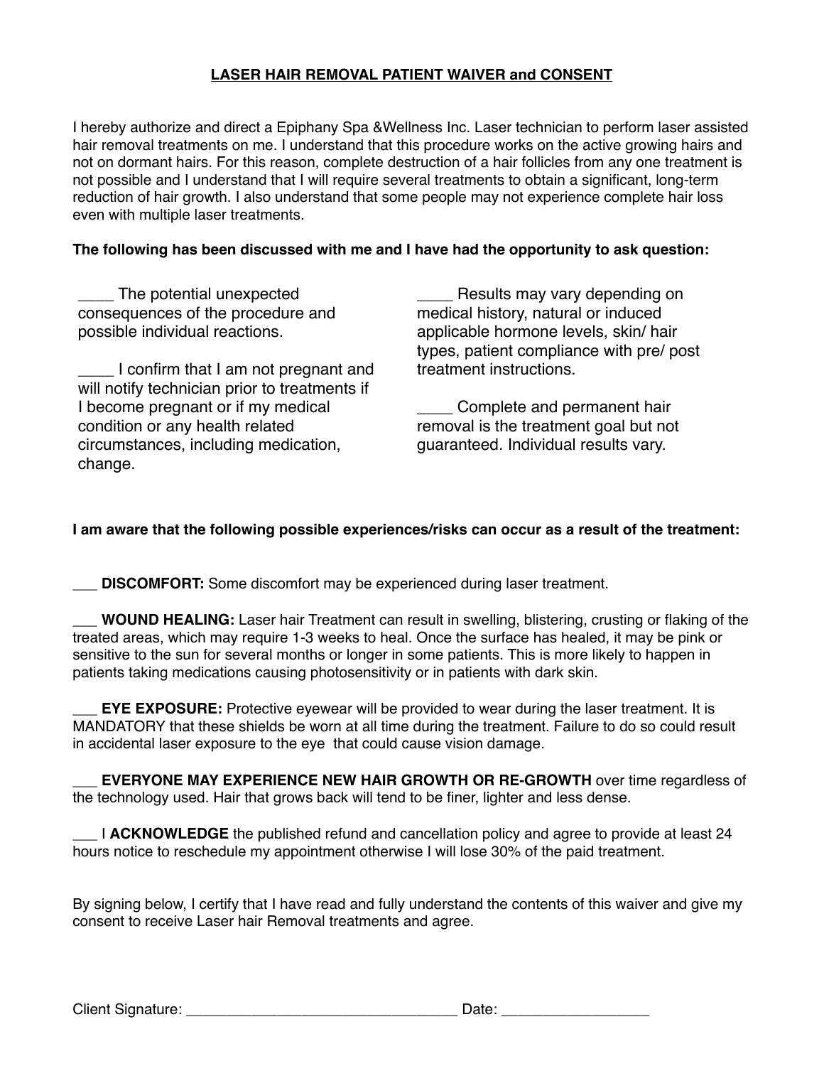# LASER HAIR REMOVAL PATIENT WAIVER and CONSENT

I hereby authorize and direct a Epiphany Spa &Wellness Inc. Laser technician to perform laser assisted hair removal treatments on me. I understand that this procedure works on the active growing hairs and not on dormant hairs. For this reason, complete destruction of a hair follicles from any one treatment is not possible and I understand that I will require several treatments to obtain a significant, long-term reduction of hair growth. I also understand that some people may not experience complete hair loss even with multiple laser treatments.

**The following has been discussed with me and I have had the opportunity to ask question:**

____ The potential unexpected consequences of the procedure and possible individual reactions.

____ I confirm that I am not pregnant and will notify technician prior to treatments if I become pregnant or if my medical condition or any health related circumstances, including medication, change.

____ Results may vary depending on medical history, natural or induced applicable hormone levels, skin/ hair types, patient compliance with pre/ post treatment instructions.

____ Complete and permanent hair removal is the treatment goal but not guaranteed. Individual results vary.

**I am aware that the following possible experiences/risks can occur as a result of the treatment:**

___ **DISCOMFORT:** Some discomfort may be experienced during laser treatment.

___ **WOUND HEALING:** Laser hair Treatment can result in swelling, blistering, crusting or flaking of the treated areas, which may require 1-3 weeks to heal. Once the surface has healed, it may be pink or sensitive to the sun for several months or longer in some patients. This is more likely to happen in patients taking medications causing photosensitivity or in patients with dark skin.

___ **EYE EXPOSURE:** Protective eyewear will be provided to wear during the laser treatment. It is MANDATORY that these shields be worn at all time during the treatment. Failure to do so could result in accidental laser exposure to the eye that could cause vision damage.

___ **EVERYONE MAY EXPERIENCE NEW HAIR GROWTH OR RE-GROWTH** over time regardless of the technology used. Hair that grows back will tend to be finer, lighter and less dense.

___ I **ACKNOWLEDGE** the published refund and cancellation policy and agree to provide at least 24 hours notice to reschedule my appointment otherwise I will lose 30% of the paid treatment.

By signing below, I certify that I have read and fully understand the contents of this waiver and give my consent to receive Laser hair Removal treatments and agree.

Client Signature: _________________________________ Date: __________________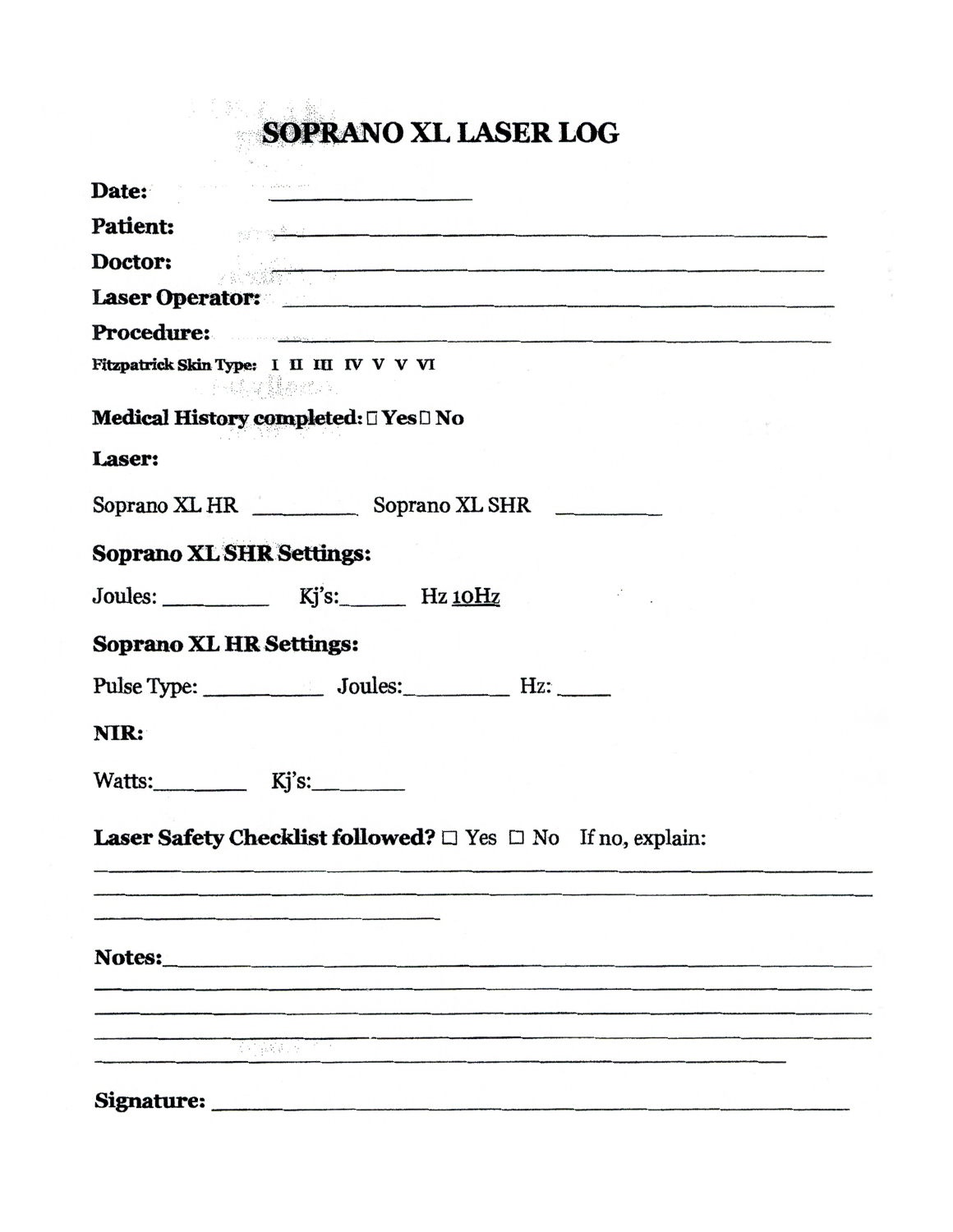# SOPRANO XL LASER LOG

**Date:** ______________

**Patient:** ______________________________________

**Doctor:** ______________________________________

**Laser Operator:** ______________________________________

**Procedure:** ______________________________________

**Fitzpatrick Skin Type:** I II III IV V V VI

**Medical History completed:** ☐ Yes ☐ No

**Laser:**

Soprano XL HR _________ Soprano XL SHR _________

**Soprano XL SHR Settings:**

Joules: _________ Kj's:______ Hz 10Hz

**Soprano XL HR Settings:**

Pulse Type: __________ Joules:_________ Hz: _____

**NIR:**

Watts:________ Kj's:________

**Laser Safety Checklist followed?** ☐ Yes ☐ No If no, explain:

______________________________________________________________________

______________________________________________________________________

______________________________

**Notes:**______________________________________________________________

______________________________________________________________________

______________________________________________________________________

______________________________________________________________________

______________________________________________________________________

**Signature:** ______________________________________________